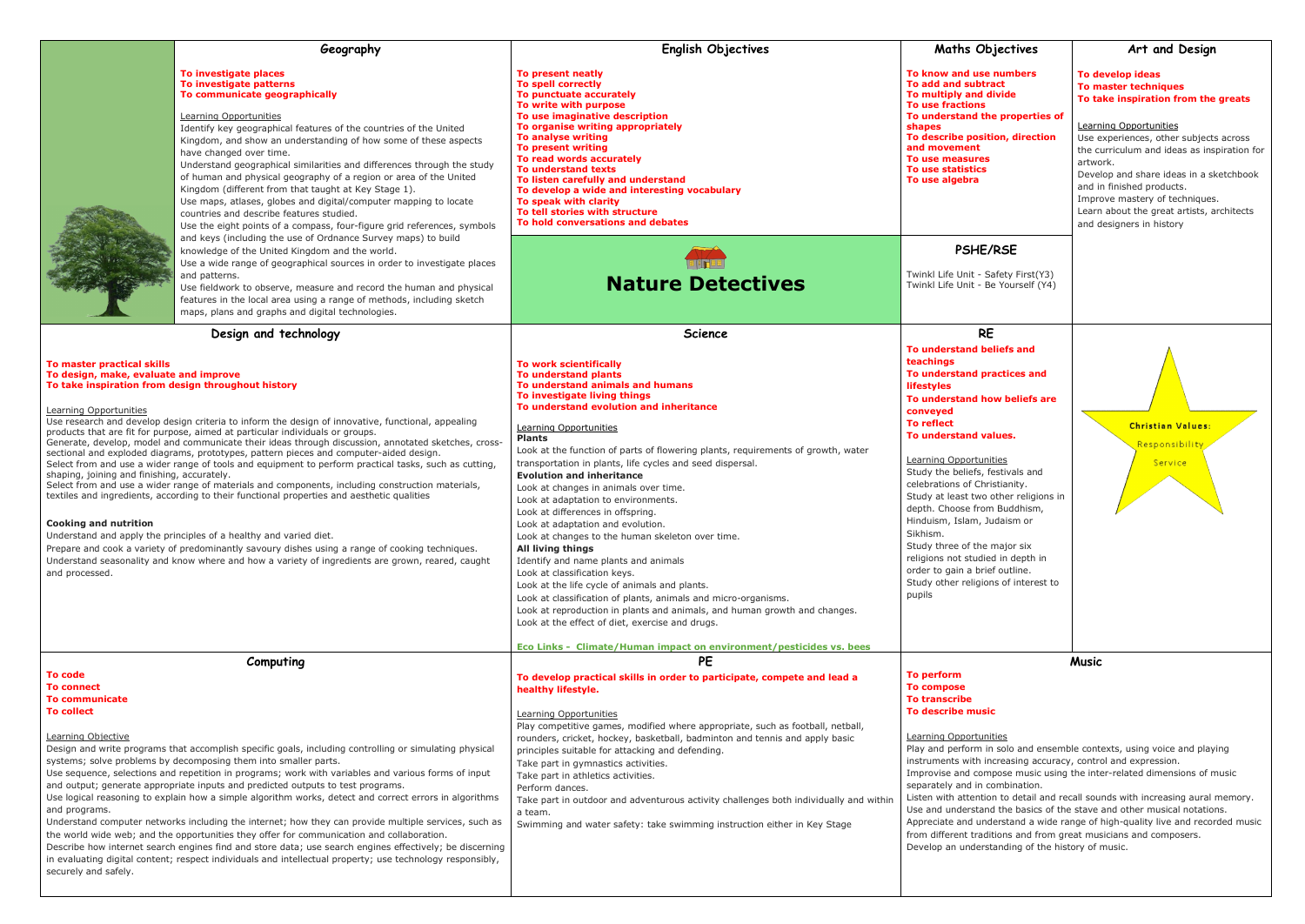# Nature Detectives

## Geography

**To investigate places**
**To investigate patterns**
**To communicate geographically**

Learning Opportunities

Identify key geographical features of the countries of the United Kingdom, and show an understanding of how some of these aspects have changed over time.
Understand geographical similarities and differences through the study of human and physical geography of a region or area of the United Kingdom (different from that taught at Key Stage 1).
Use maps, atlases, globes and digital/computer mapping to locate countries and describe features studied.
Use the eight points of a compass, four-figure grid references, symbols and keys (including the use of Ordnance Survey maps) to build knowledge of the United Kingdom and the world.
Use a wide range of geographical sources in order to investigate places and patterns.
Use fieldwork to observe, measure and record the human and physical features in the local area using a range of methods, including sketch maps, plans and graphs and digital technologies.

## English Objectives

**To present neatly**
**To spell correctly**
**To punctuate accurately**
**To write with purpose**
**To use imaginative description**
**To organise writing appropriately**
**To analyse writing**
**To present writing**
**To read words accurately**
**To understand texts**
**To listen carefully and understand**
**To develop a wide and interesting vocabulary**
**To speak with clarity**
**To tell stories with structure**
**To hold conversations and debates**

## Maths Objectives

**To know and use numbers**
**To add and subtract**
**To multiply and divide**
**To use fractions**
**To understand the properties of shapes**
**To describe position, direction and movement**
**To use measures**
**To use statistics**
**To use algebra**

## Art and Design

**To develop ideas**
**To master techniques**
**To take inspiration from the greats**

Learning Opportunities

Use experiences, other subjects across the curriculum and ideas as inspiration for artwork.
Develop and share ideas in a sketchbook and in finished products.
Improve mastery of techniques.
Learn about the great artists, architects and designers in history

## PSHE/RSE

Twinkl Life Unit - Safety First(Y3)
Twinkl Life Unit - Be Yourself (Y4)

## Design and technology

**To master practical skills**
**To design, make, evaluate and improve**
**To take inspiration from design throughout history**

Learning Opportunities

Use research and develop design criteria to inform the design of innovative, functional, appealing products that are fit for purpose, aimed at particular individuals or groups.
Generate, develop, model and communicate their ideas through discussion, annotated sketches, cross-sectional and exploded diagrams, prototypes, pattern pieces and computer-aided design.
Select from and use a wider range of tools and equipment to perform practical tasks, such as cutting, shaping, joining and finishing, accurately.
Select from and use a wider range of materials and components, including construction materials, textiles and ingredients, according to their functional properties and aesthetic qualities

**Cooking and nutrition**

Understand and apply the principles of a healthy and varied diet.
Prepare and cook a variety of predominantly savoury dishes using a range of cooking techniques.
Understand seasonality and know where and how a variety of ingredients are grown, reared, caught and processed.

## Science

**To work scientifically**
**To understand plants**
**To understand animals and humans**
**To investigate living things**
**To understand evolution and inheritance**

Learning Opportunities

**Plants**

Look at the function of parts of flowering plants, requirements of growth, water transportation in plants, life cycles and seed dispersal.

**Evolution and inheritance**

Look at changes in animals over time.
Look at adaptation to environments.
Look at differences in offspring.
Look at adaptation and evolution.
Look at changes to the human skeleton over time.

**All living things**

Identify and name plants and animals
Look at classification keys.
Look at the life cycle of animals and plants.
Look at classification of plants, animals and micro-organisms.
Look at reproduction in plants and animals, and human growth and changes.
Look at the effect of diet, exercise and drugs.

**Eco Links - Climate/Human impact on environment/pesticides vs. bees**

## RE

**To understand beliefs and teachings**
**To understand practices and lifestyles**
**To understand how beliefs are conveyed**
**To reflect**
**To understand values.**

Learning Opportunities

Study the beliefs, festivals and celebrations of Christianity.
Study at least two other religions in depth. Choose from Buddhism, Hinduism, Islam, Judaism or Sikhism.
Study three of the major six religions not studied in depth in order to gain a brief outline.
Study other religions of interest to pupils

**Christian Values:**
Responsibility
Service

## Computing

**To code**
**To connect**
**To communicate**
**To collect**

Learning Objective

Design and write programs that accomplish specific goals, including controlling or simulating physical systems; solve problems by decomposing them into smaller parts.
Use sequence, selections and repetition in programs; work with variables and various forms of input and output; generate appropriate inputs and predicted outputs to test programs.
Use logical reasoning to explain how a simple algorithm works, detect and correct errors in algorithms and programs.
Understand computer networks including the internet; how they can provide multiple services, such as the world wide web; and the opportunities they offer for communication and collaboration.
Describe how internet search engines find and store data; use search engines effectively; be discerning in evaluating digital content; respect individuals and intellectual property; use technology responsibly, securely and safely.

## PE

**To develop practical skills in order to participate, compete and lead a healthy lifestyle.**

Learning Opportunities

Play competitive games, modified where appropriate, such as football, netball, rounders, cricket, hockey, basketball, badminton and tennis and apply basic principles suitable for attacking and defending.
Take part in gymnastics activities.
Take part in athletics activities.
Perform dances.
Take part in outdoor and adventurous activity challenges both individually and within a team.
Swimming and water safety: take swimming instruction either in Key Stage

## Music

**To perform**
**To compose**
**To transcribe**
**To describe music**

Learning Opportunities

Play and perform in solo and ensemble contexts, using voice and playing instruments with increasing accuracy, control and expression.
Improvise and compose music using the inter-related dimensions of music separately and in combination.
Listen with attention to detail and recall sounds with increasing aural memory.
Use and understand the basics of the stave and other musical notations.
Appreciate and understand a wide range of high-quality live and recorded music from different traditions and from great musicians and composers.
Develop an understanding of the history of music.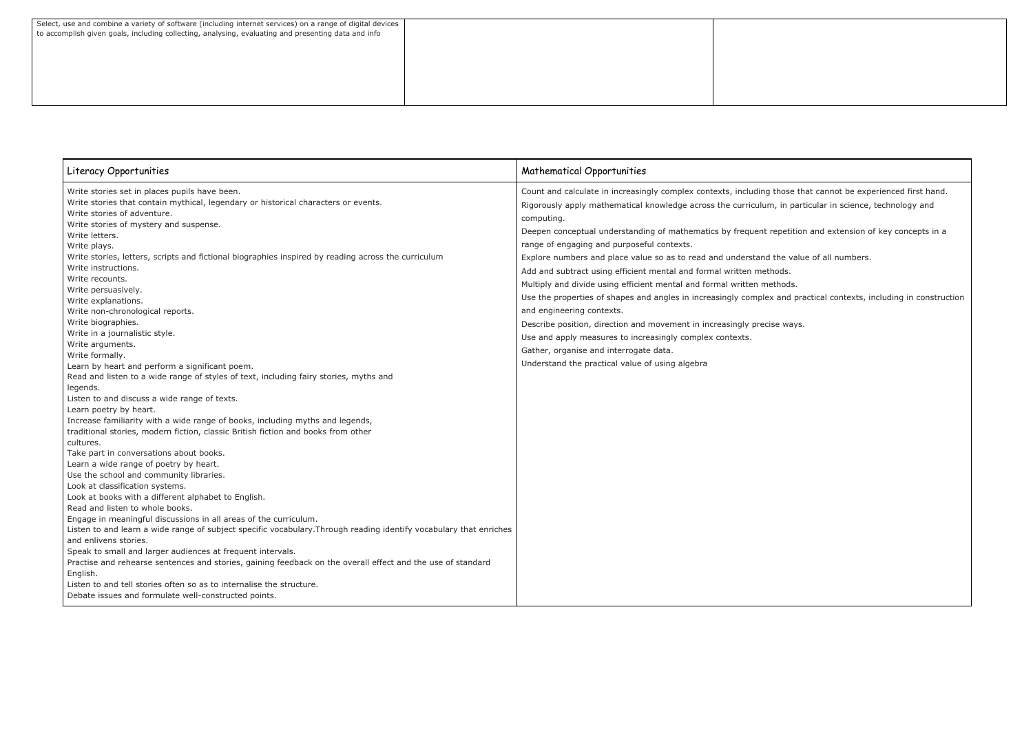| | | |
|---|---|---|
| Select, use and combine a variety of software (including internet services) on a range of digital devices to accomplish given goals, including collecting, analysing, evaluating and presenting data and info | | |

| Literacy Opportunities | Mathematical Opportunities |
|---|---|
| Write stories set in places pupils have been.<br>Write stories that contain mythical, legendary or historical characters or events.<br>Write stories of adventure.<br>Write stories of mystery and suspense.<br>Write letters.<br>Write plays.<br>Write stories, letters, scripts and fictional biographies inspired by reading across the curriculum<br>Write instructions.<br>Write recounts.<br>Write persuasively.<br>Write explanations.<br>Write non-chronological reports.<br>Write biographies.<br>Write in a journalistic style.<br>Write arguments.<br>Write formally.<br>Learn by heart and perform a significant poem.<br>Read and listen to a wide range of styles of text, including fairy stories, myths and legends.<br>Listen to and discuss a wide range of texts.<br>Learn poetry by heart.<br>Increase familiarity with a wide range of books, including myths and legends, traditional stories, modern fiction, classic British fiction and books from other cultures.<br>Take part in conversations about books.<br>Learn a wide range of poetry by heart.<br>Use the school and community libraries.<br>Look at classification systems.<br>Look at books with a different alphabet to English.<br>Read and listen to whole books.<br>Engage in meaningful discussions in all areas of the curriculum.<br>Listen to and learn a wide range of subject specific vocabulary.Through reading identify vocabulary that enriches and enlivens stories.<br>Speak to small and larger audiences at frequent intervals.<br>Practise and rehearse sentences and stories, gaining feedback on the overall effect and the use of standard English.<br>Listen to and tell stories often so as to internalise the structure.<br>Debate issues and formulate well-constructed points. | Count and calculate in increasingly complex contexts, including those that cannot be experienced first hand.<br>Rigorously apply mathematical knowledge across the curriculum, in particular in science, technology and computing.<br>Deepen conceptual understanding of mathematics by frequent repetition and extension of key concepts in a range of engaging and purposeful contexts.<br>Explore numbers and place value so as to read and understand the value of all numbers.<br>Add and subtract using efficient mental and formal written methods.<br>Multiply and divide using efficient mental and formal written methods.<br>Use the properties of shapes and angles in increasingly complex and practical contexts, including in construction and engineering contexts.<br>Describe position, direction and movement in increasingly precise ways.<br>Use and apply measures to increasingly complex contexts.<br>Gather, organise and interrogate data.<br>Understand the practical value of using algebra |